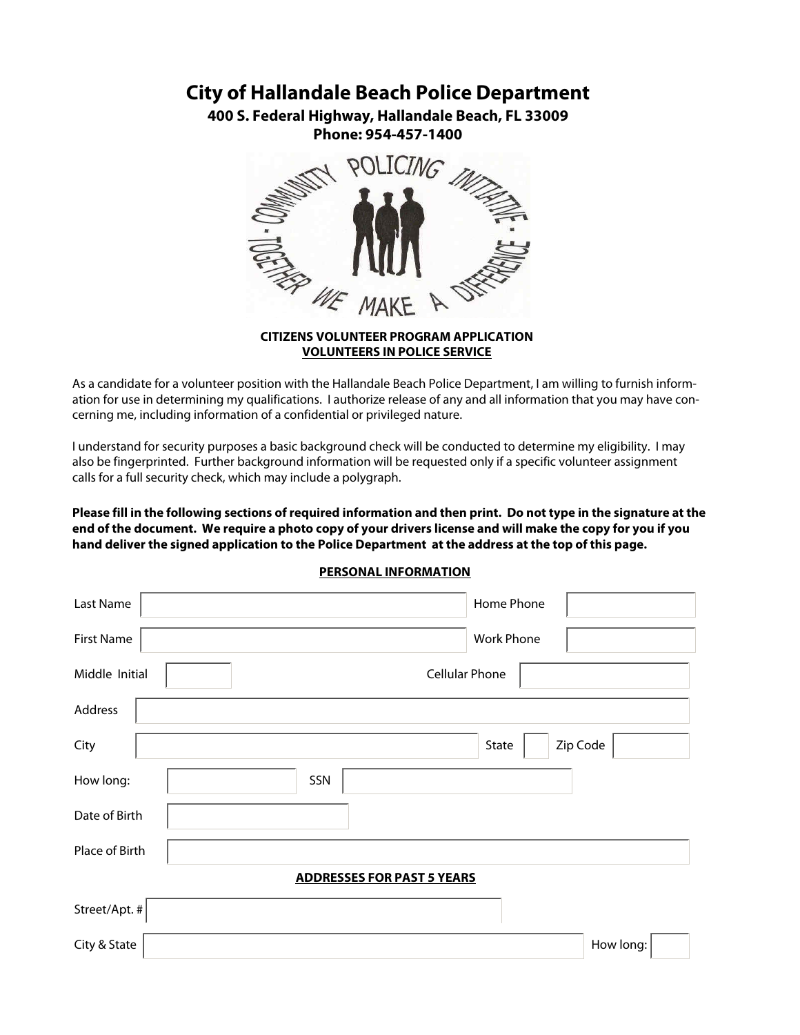# City of Hallandale Beach Police Department

**400 S. Federal Highway, Hallandale Beach, FL 33009**

**Phone: 954-457-1400**

COMMUNITY POLICING INITIATIVE · TOGETHER WE MAKE A DIFFERENCE ·

**CITIZENS VOLUNTEER PROGRAM APPLICATION**

**VOLUNTEERS IN POLICE SERVICE**

As a candidate for a volunteer position with the Hallandale Beach Police Department, I am willing to furnish information for use in determining my qualifications. I authorize release of any and all information that you may have concerning me, including information of a confidential or privileged nature.

I understand for security purposes a basic background check will be conducted to determine my eligibility. I may also be fingerprinted. Further background information will be requested only if a specific volunteer assignment calls for a full security check, which may include a polygraph.

**Please fill in the following sections of required information and then print. Do not type in the signature at the end of the document. We require a photo copy of your drivers license and will make the copy for you if you hand deliver the signed application to the Police Department at the address at the top of this page.**

## PERSONAL INFORMATION

Last Name ____________________ Home Phone ____________

First Name ____________________ Work Phone ____________

Middle Initial ______ Cellular Phone ____________

Address ________________________________________

City ____________________ State ____ Zip Code ________

How long: __________ SSN ____________________

Date of Birth ____________

Place of Birth ________________________________________

## ADDRESSES FOR PAST 5 YEARS

Street/Apt. # ________________________________________

City & State ____________________ How long: ______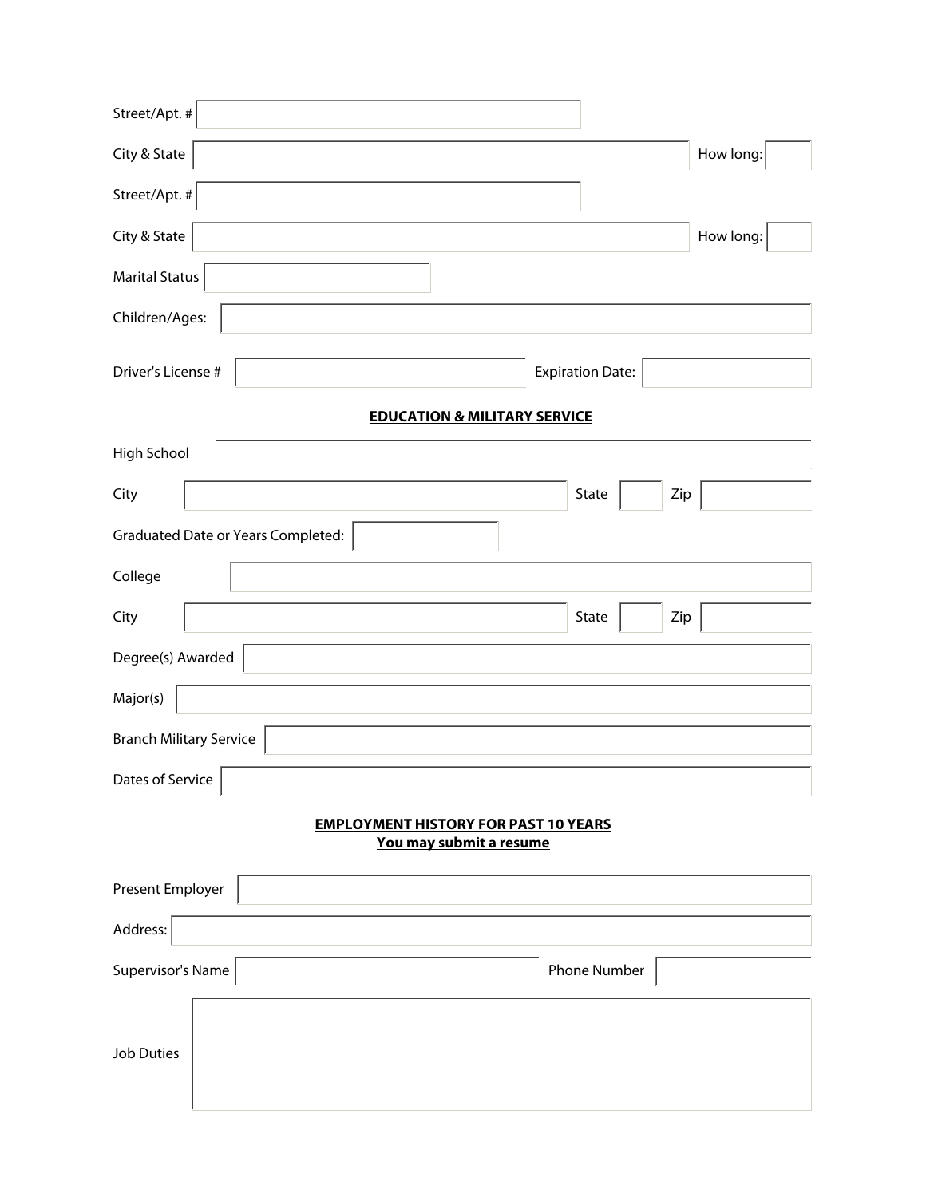Street/Apt. #

City & State | How long:

Street/Apt. #

City & State | How long:

Marital Status

Children/Ages:

Driver's License # | Expiration Date:

## EDUCATION & MILITARY SERVICE

High School

City | State | Zip

Graduated Date or Years Completed:

College

City | State | Zip

Degree(s) Awarded

Major(s)

Branch Military Service

Dates of Service

## EMPLOYMENT HISTORY FOR PAST 10 YEARS

**You may submit a resume**

Present Employer

Address:

Supervisor's Name | Phone Number

Job Duties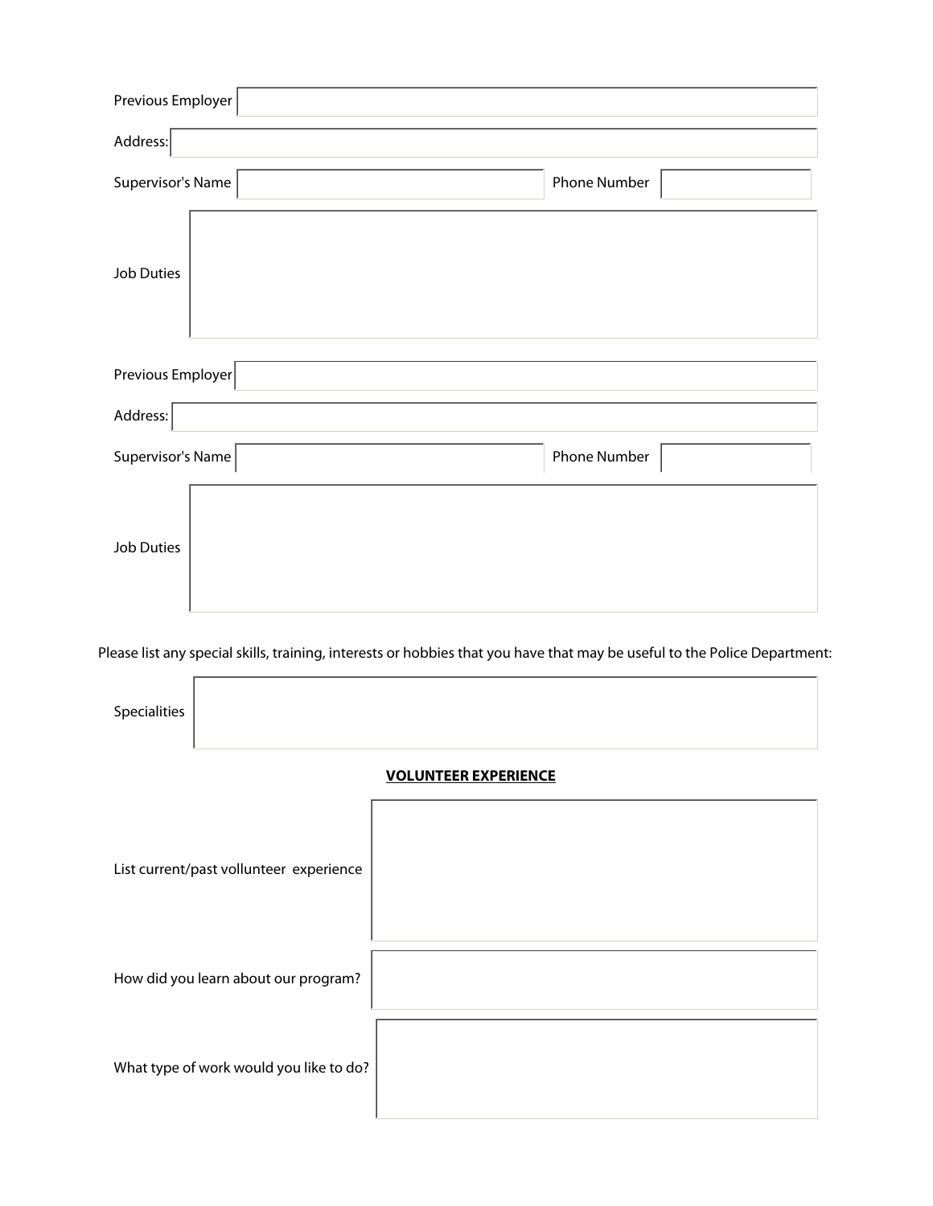Previous Employer

Address:

Supervisor's Name | Phone Number

Job Duties

Previous Employer

Address:

Supervisor's Name | Phone Number

Job Duties

Please list any special skills, training, interests or hobbies that you have that may be useful to the Police Department:

Specialities

**VOLUNTEER EXPERIENCE**

List current/past vollunteer experience

How did you learn about our program?

What type of work would you like to do?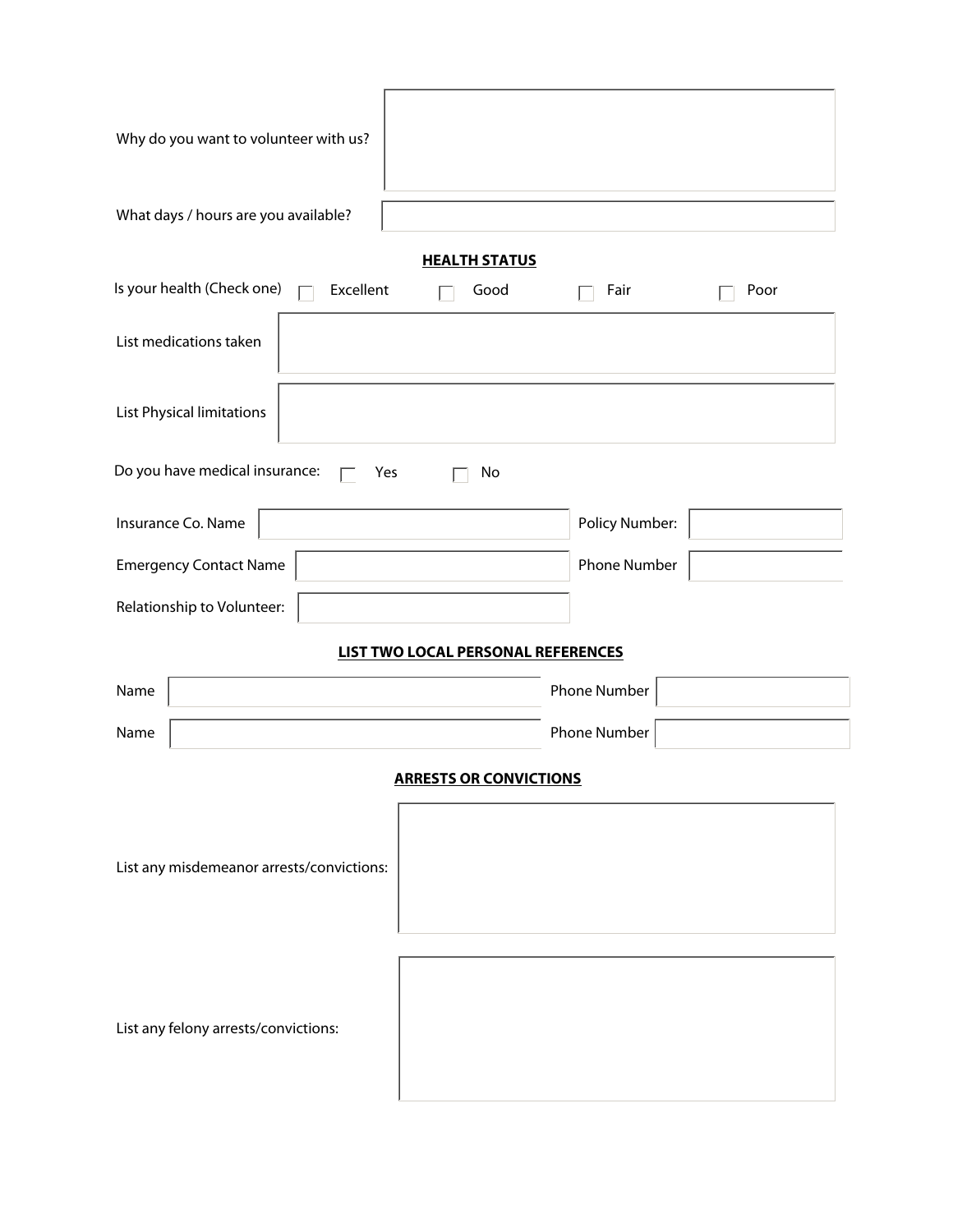Why do you want to volunteer with us?

What days / hours are you available?

## HEALTH STATUS

Is your health (Check one) ☐ Excellent ☐ Good ☐ Fair ☐ Poor

List medications taken

List Physical limitations

Do you have medical insurance: ☐ Yes ☐ No

Insurance Co. Name

Policy Number:

Emergency Contact Name

Phone Number

Relationship to Volunteer:

## LIST TWO LOCAL PERSONAL REFERENCES

Name

Phone Number

Name

Phone Number

## ARRESTS OR CONVICTIONS

List any misdemeanor arrests/convictions:

List any felony arrests/convictions: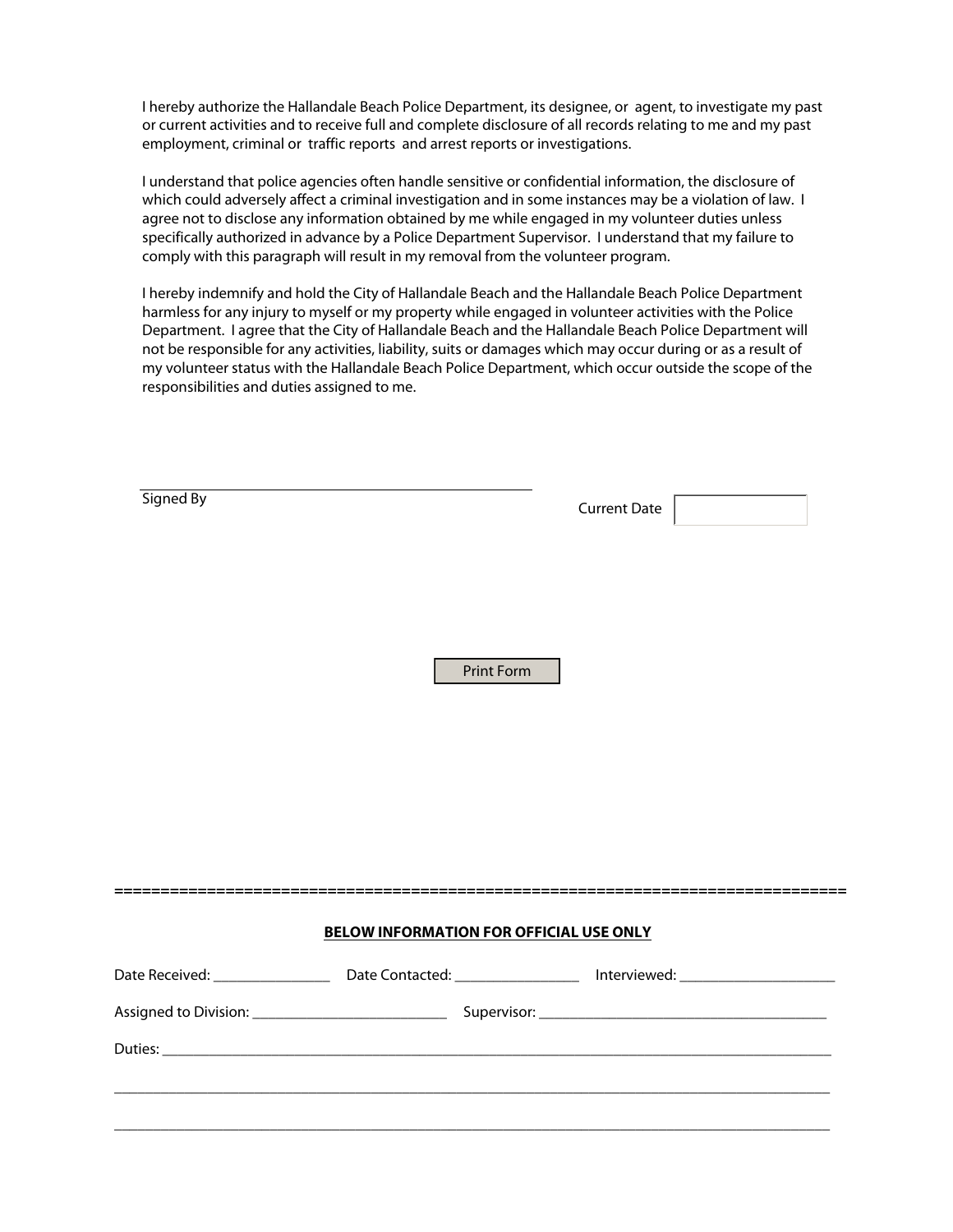I hereby authorize the Hallandale Beach Police Department, its designee, or agent, to investigate my past or current activities and to receive full and complete disclosure of all records relating to me and my past employment, criminal or traffic reports and arrest reports or investigations.

I understand that police agencies often handle sensitive or confidential information, the disclosure of which could adversely affect a criminal investigation and in some instances may be a violation of law. I agree not to disclose any information obtained by me while engaged in my volunteer duties unless specifically authorized in advance by a Police Department Supervisor. I understand that my failure to comply with this paragraph will result in my removal from the volunteer program.

I hereby indemnify and hold the City of Hallandale Beach and the Hallandale Beach Police Department harmless for any injury to myself or my property while engaged in volunteer activities with the Police Department. I agree that the City of Hallandale Beach and the Hallandale Beach Police Department will not be responsible for any activities, liability, suits or damages which may occur during or as a result of my volunteer status with the Hallandale Beach Police Department, which occur outside the scope of the responsibilities and duties assigned to me.

______________________________________________
Signed By

Current Date ______________

Print Form

================================================================================

**BELOW INFORMATION FOR OFFICIAL USE ONLY**

Date Received: ________________ Date Contacted: ________________ Interviewed: ____________________

Assigned to Division: __________________________ Supervisor: ______________________________________

Duties: ______________________________________________________________________________________

______________________________________________________________________________________________

______________________________________________________________________________________________